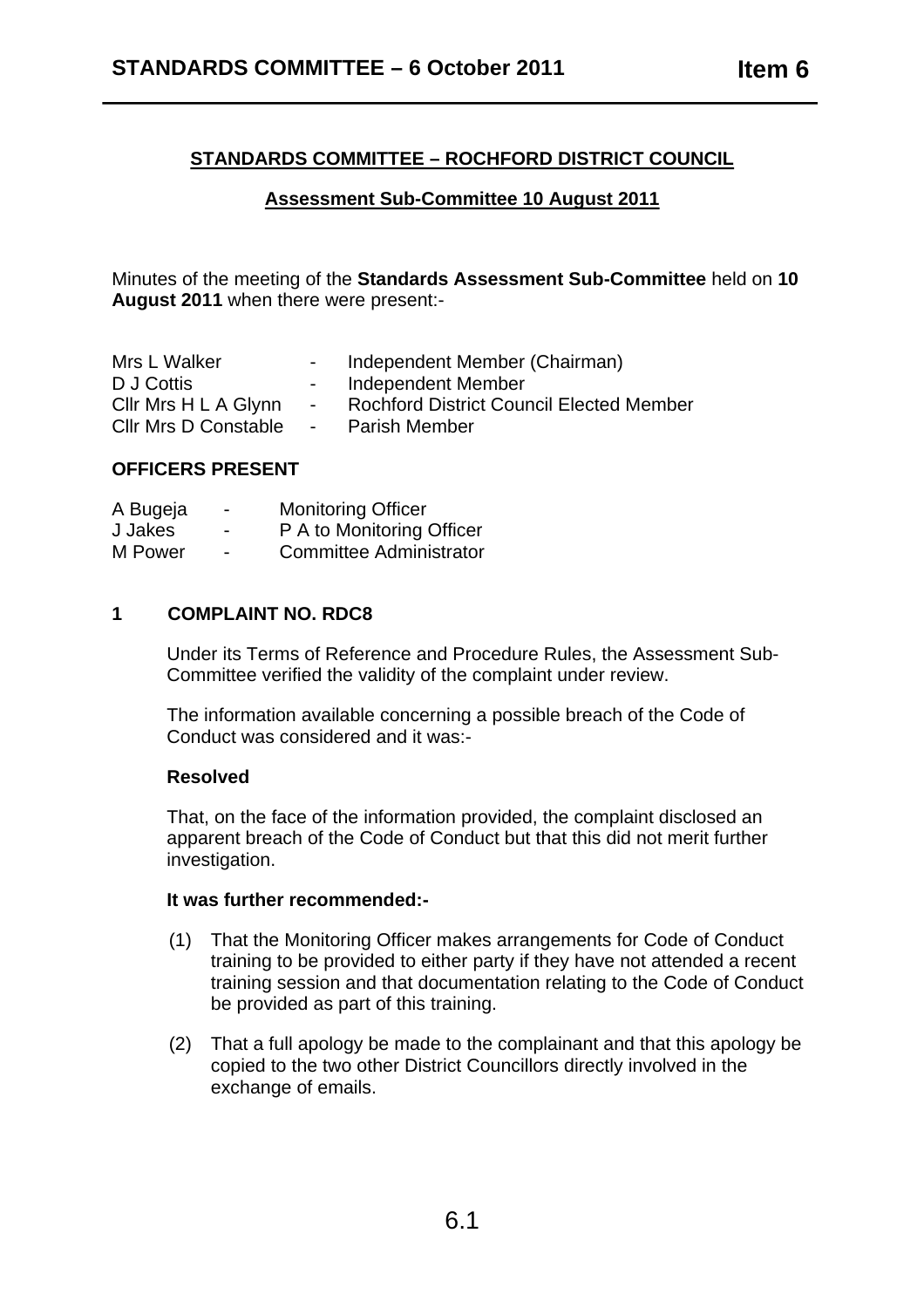## STANDARDS COMMITTEE – ROCHFORD DISTRICT COUNCIL

### Assessment Sub-Committee 10 August 2011

Minutes of the meeting of the **Standards Assessment Sub-Committee** held on **10 August 2011** when there were present:-

| | | |
|---|---|---|
| Mrs L Walker | - | Independent Member (Chairman) |
| D J Cottis | - | Independent Member |
| Cllr Mrs H L A Glynn | - | Rochford District Council Elected Member |
| Cllr Mrs D Constable | - | Parish Member |

**OFFICERS PRESENT**

| | | |
|---|---|---|
| A Bugeja | - | Monitoring Officer |
| J Jakes | - | P A to Monitoring Officer |
| M Power | - | Committee Administrator |

**1 COMPLAINT NO. RDC8**

Under its Terms of Reference and Procedure Rules, the Assessment Sub-Committee verified the validity of the complaint under review.

The information available concerning a possible breach of the Code of Conduct was considered and it was:-

**Resolved**

That, on the face of the information provided, the complaint disclosed an apparent breach of the Code of Conduct but that this did not merit further investigation.

**It was further recommended:-**

(1) That the Monitoring Officer makes arrangements for Code of Conduct training to be provided to either party if they have not attended a recent training session and that documentation relating to the Code of Conduct be provided as part of this training.

(2) That a full apology be made to the complainant and that this apology be copied to the two other District Councillors directly involved in the exchange of emails.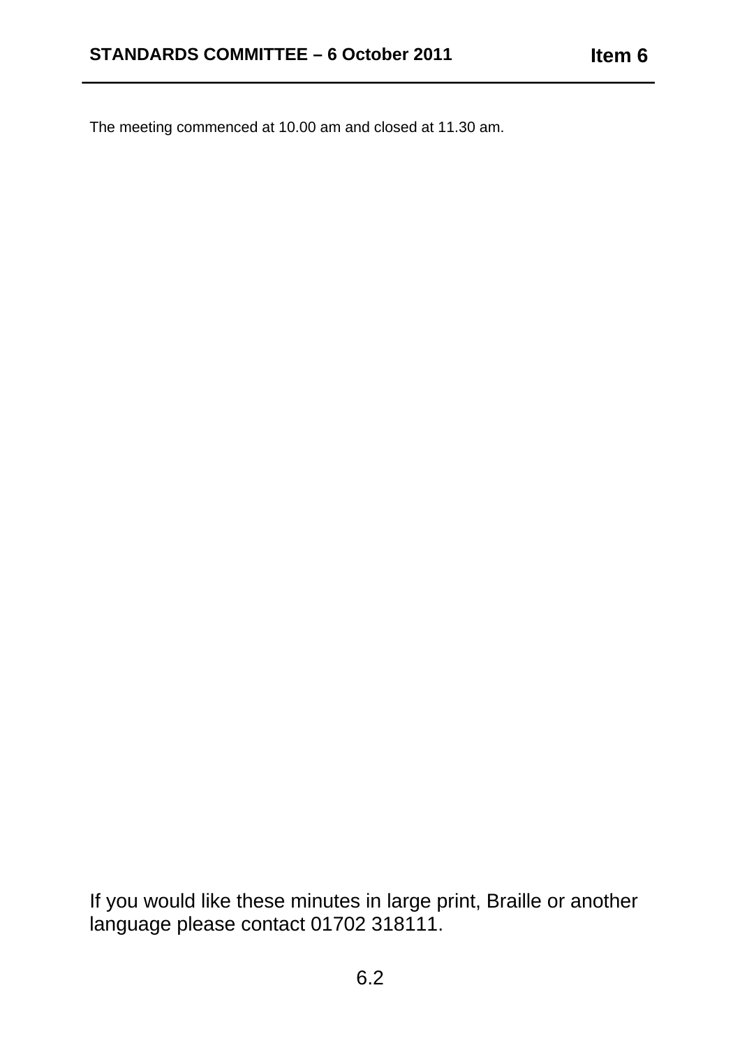The meeting commenced at 10.00 am and closed at 11.30 am.

If you would like these minutes in large print, Braille or another language please contact 01702 318111.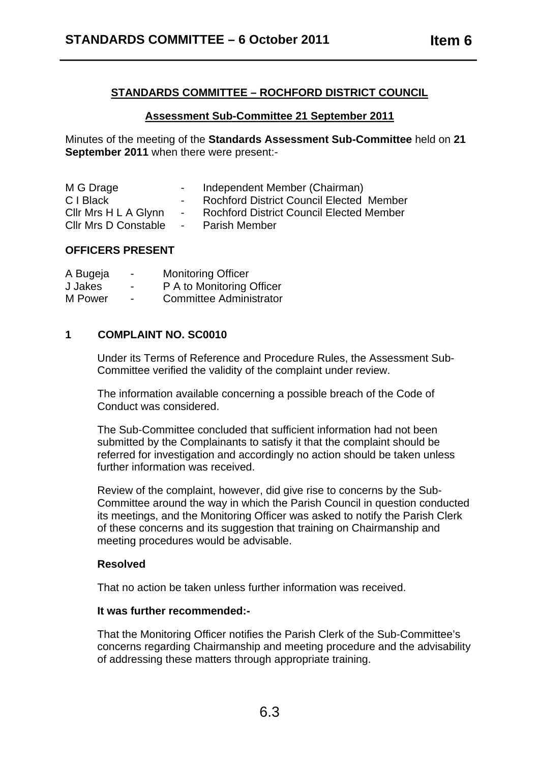## STANDARDS COMMITTEE – ROCHFORD DISTRICT COUNCIL

### Assessment Sub-Committee 21 September 2011

Minutes of the meeting of the **Standards Assessment Sub-Committee** held on **21 September 2011** when there were present:-

| | | |
|---|---|---|
| M G Drage | - | Independent Member (Chairman) |
| C I Black | - | Rochford District Council Elected Member |
| Cllr Mrs H L A Glynn | - | Rochford District Council Elected Member |
| Cllr Mrs D Constable | - | Parish Member |

**OFFICERS PRESENT**

| | | |
|---|---|---|
| A Bugeja | - | Monitoring Officer |
| J Jakes | - | P A to Monitoring Officer |
| M Power | - | Committee Administrator |

### 1 COMPLAINT NO. SC0010

Under its Terms of Reference and Procedure Rules, the Assessment Sub-Committee verified the validity of the complaint under review.

The information available concerning a possible breach of the Code of Conduct was considered.

The Sub-Committee concluded that sufficient information had not been submitted by the Complainants to satisfy it that the complaint should be referred for investigation and accordingly no action should be taken unless further information was received.

Review of the complaint, however, did give rise to concerns by the Sub-Committee around the way in which the Parish Council in question conducted its meetings, and the Monitoring Officer was asked to notify the Parish Clerk of these concerns and its suggestion that training on Chairmanship and meeting procedures would be advisable.

**Resolved**

That no action be taken unless further information was received.

**It was further recommended:-**

That the Monitoring Officer notifies the Parish Clerk of the Sub-Committee's concerns regarding Chairmanship and meeting procedure and the advisability of addressing these matters through appropriate training.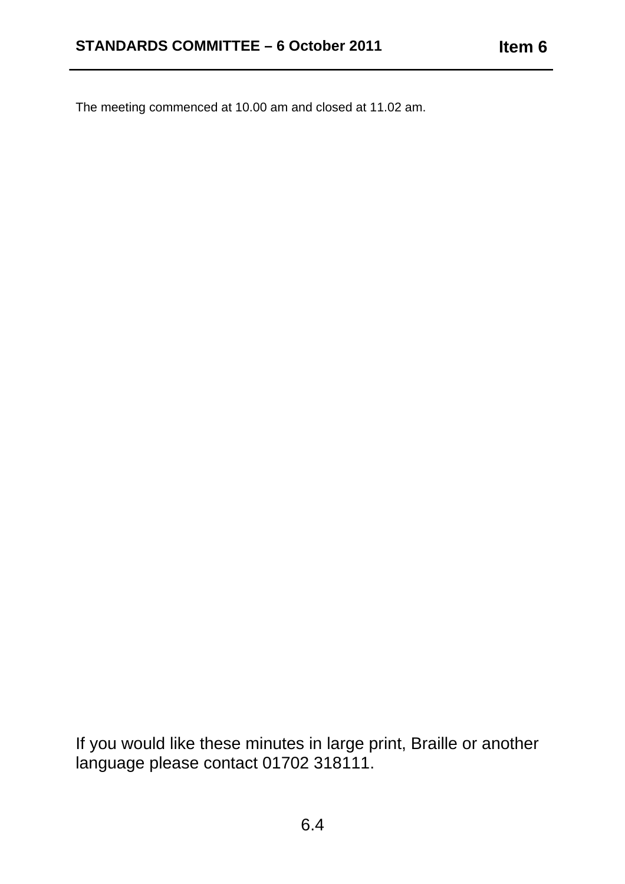The meeting commenced at 10.00 am and closed at 11.02 am.

If you would like these minutes in large print, Braille or another language please contact 01702 318111.